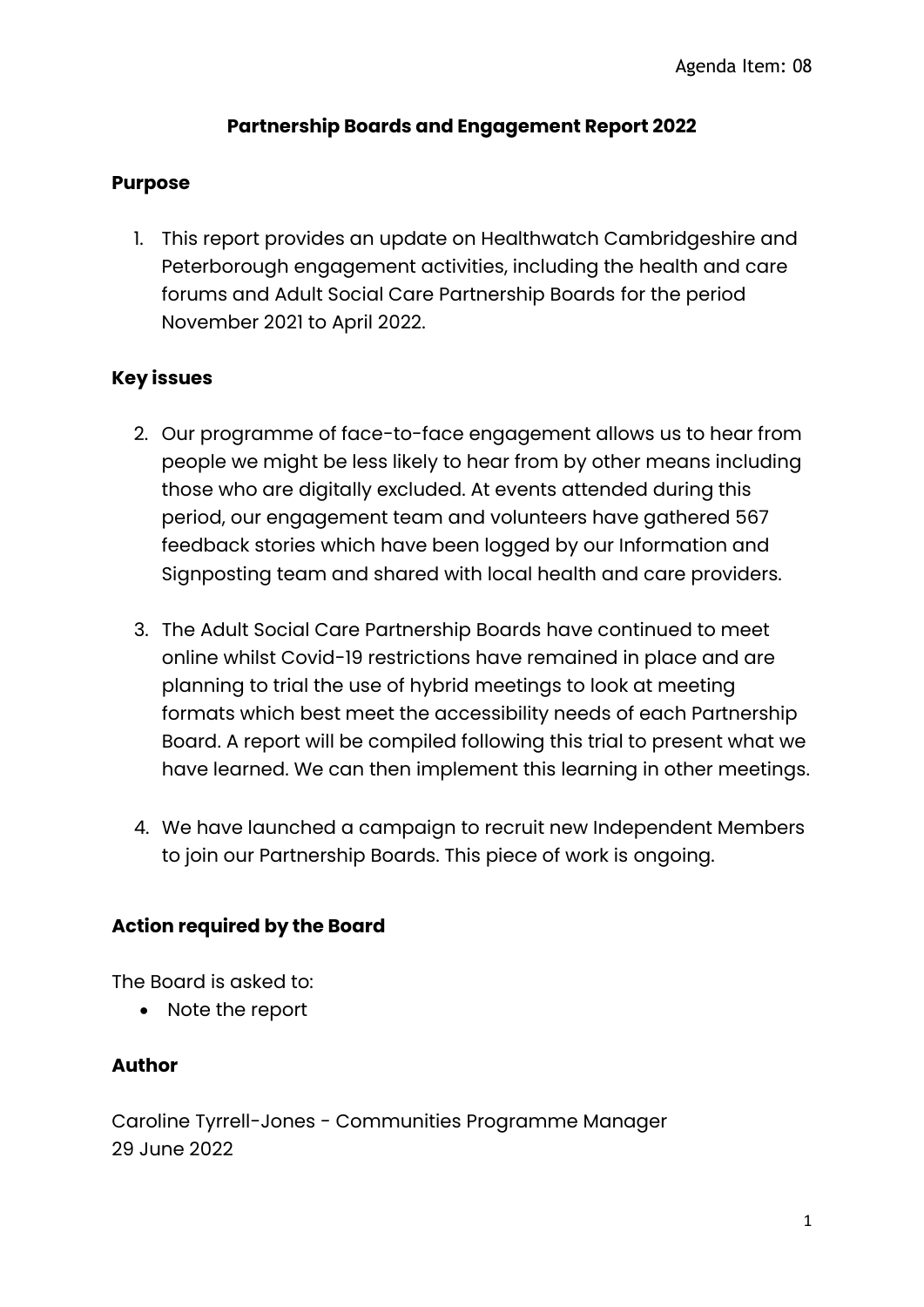Agenda Item: 08

# Partnership Boards and Engagement Report 2022

## Purpose

1. This report provides an update on Healthwatch Cambridgeshire and Peterborough engagement activities, including the health and care forums and Adult Social Care Partnership Boards for the period November 2021 to April 2022.

## Key issues

2. Our programme of face-to-face engagement allows us to hear from people we might be less likely to hear from by other means including those who are digitally excluded. At events attended during this period, our engagement team and volunteers have gathered 567 feedback stories which have been logged by our Information and Signposting team and shared with local health and care providers.

3. The Adult Social Care Partnership Boards have continued to meet online whilst Covid-19 restrictions have remained in place and are planning to trial the use of hybrid meetings to look at meeting formats which best meet the accessibility needs of each Partnership Board. A report will be compiled following this trial to present what we have learned. We can then implement this learning in other meetings.

4. We have launched a campaign to recruit new Independent Members to join our Partnership Boards. This piece of work is ongoing.

## Action required by the Board

The Board is asked to:

- Note the report

## Author

Caroline Tyrrell-Jones - Communities Programme Manager
29 June 2022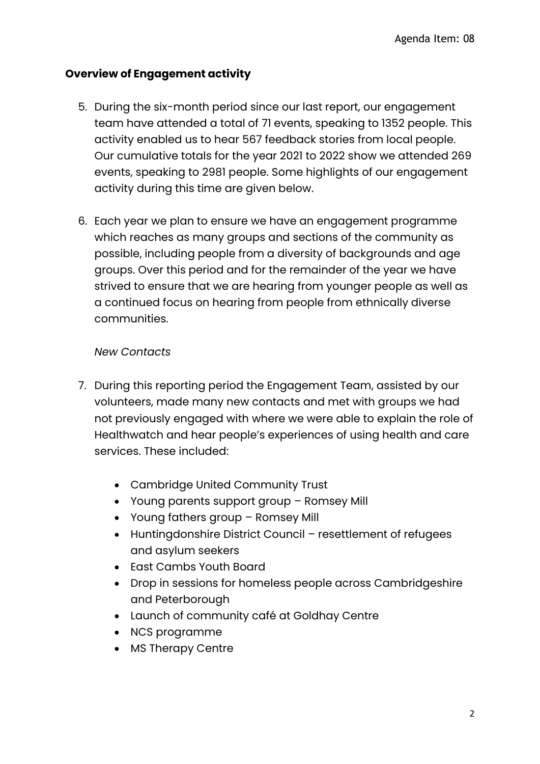## Overview of Engagement activity

5. During the six-month period since our last report, our engagement team have attended a total of 71 events, speaking to 1352 people. This activity enabled us to hear 567 feedback stories from local people. Our cumulative totals for the year 2021 to 2022 show we attended 269 events, speaking to 2981 people. Some highlights of our engagement activity during this time are given below.

6. Each year we plan to ensure we have an engagement programme which reaches as many groups and sections of the community as possible, including people from a diversity of backgrounds and age groups. Over this period and for the remainder of the year we have strived to ensure that we are hearing from younger people as well as a continued focus on hearing from people from ethnically diverse communities.

*New Contacts*

7. During this reporting period the Engagement Team, assisted by our volunteers, made many new contacts and met with groups we had not previously engaged with where we were able to explain the role of Healthwatch and hear people's experiences of using health and care services. These included:

   - Cambridge United Community Trust
   - Young parents support group – Romsey Mill
   - Young fathers group – Romsey Mill
   - Huntingdonshire District Council – resettlement of refugees and asylum seekers
   - East Cambs Youth Board
   - Drop in sessions for homeless people across Cambridgeshire and Peterborough
   - Launch of community café at Goldhay Centre
   - NCS programme
   - MS Therapy Centre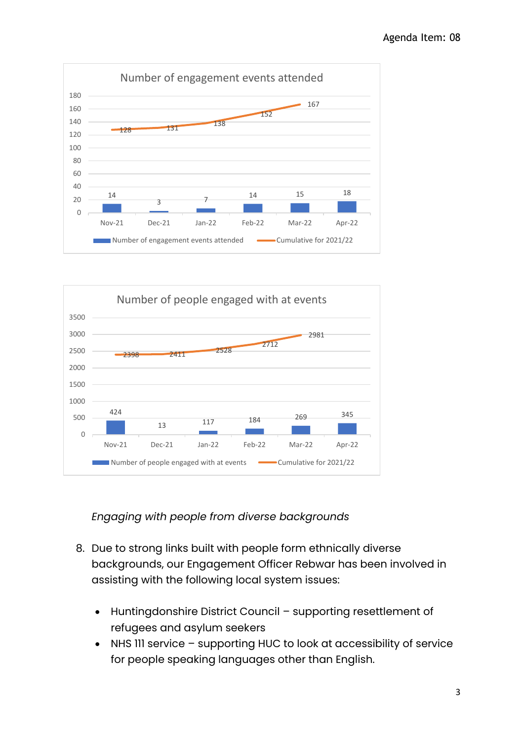**Number of engagement events attended**

| | Nov-21 | Dec-21 | Jan-22 | Feb-22 | Mar-22 | Apr-22 |
|---|---|---|---|---|---|---|
| Number of engagement events attended | 14 | 3 | 7 | 14 | 15 | 18 |
| Cumulative for 2021/22 | 128 | 131 | 138 | 152 | 167 | |

**Number of people engaged with at events**

| | Nov-21 | Dec-21 | Jan-22 | Feb-22 | Mar-22 | Apr-22 |
|---|---|---|---|---|---|---|
| Number of people engaged with at events | 424 | 13 | 117 | 184 | 269 | 345 |
| Cumulative for 2021/22 | 2398 | 2411 | 2528 | 2712 | 2981 | |

*Engaging with people from diverse backgrounds*

8. Due to strong links built with people form ethnically diverse backgrounds, our Engagement Officer Rebwar has been involved in assisting with the following local system issues:

   - Huntingdonshire District Council – supporting resettlement of refugees and asylum seekers
   - NHS 111 service – supporting HUC to look at accessibility of service for people speaking languages other than English.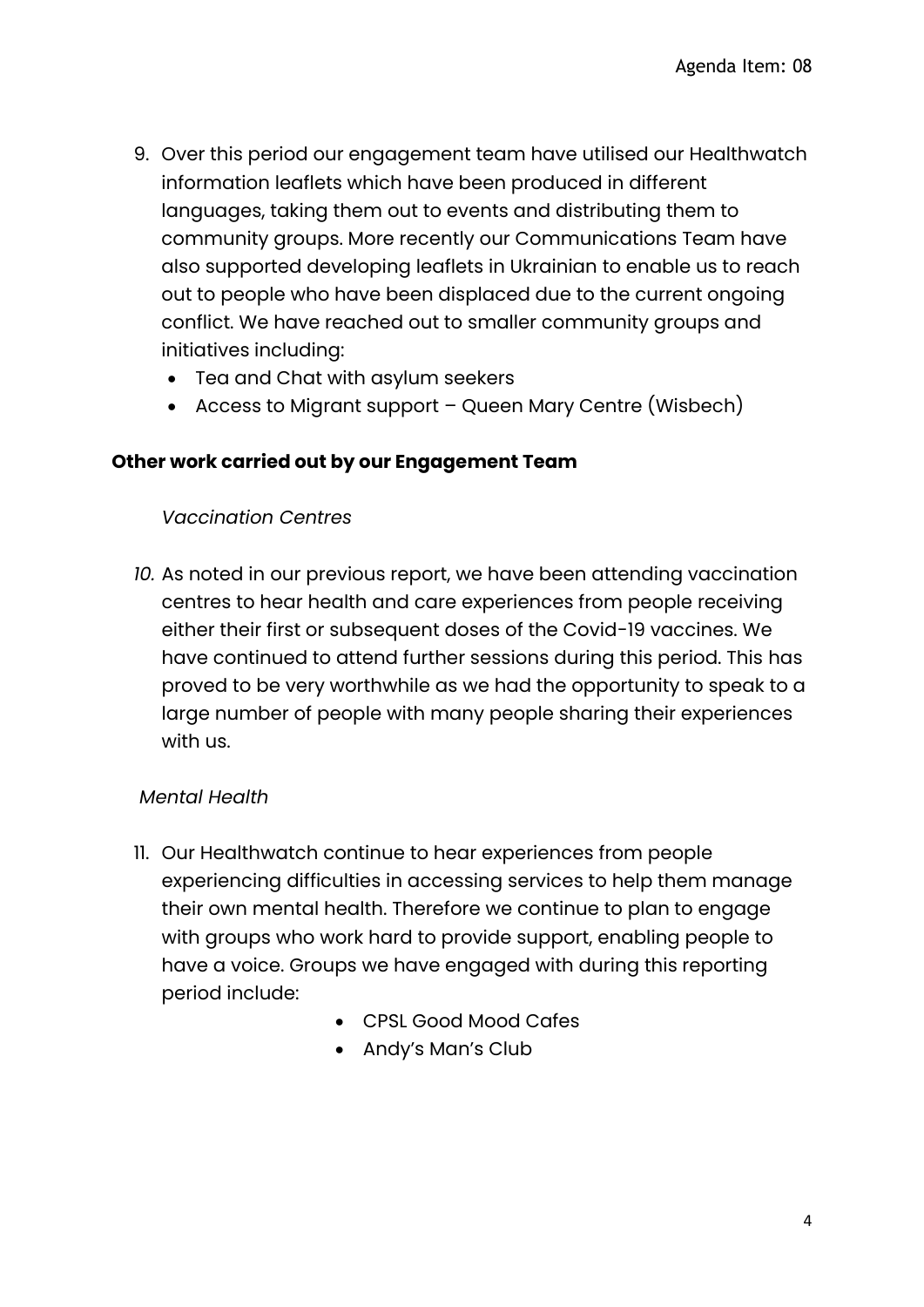9. Over this period our engagement team have utilised our Healthwatch information leaflets which have been produced in different languages, taking them out to events and distributing them to community groups. More recently our Communications Team have also supported developing leaflets in Ukrainian to enable us to reach out to people who have been displaced due to the current ongoing conflict. We have reached out to smaller community groups and initiatives including:
   - Tea and Chat with asylum seekers
   - Access to Migrant support – Queen Mary Centre (Wisbech)

**Other work carried out by our Engagement Team**

*Vaccination Centres*

*10.* As noted in our previous report, we have been attending vaccination centres to hear health and care experiences from people receiving either their first or subsequent doses of the Covid-19 vaccines. We have continued to attend further sessions during this period. This has proved to be very worthwhile as we had the opportunity to speak to a large number of people with many people sharing their experiences with us.

*Mental Health*

11. Our Healthwatch continue to hear experiences from people experiencing difficulties in accessing services to help them manage their own mental health. Therefore we continue to plan to engage with groups who work hard to provide support, enabling people to have a voice. Groups we have engaged with during this reporting period include:
    - CPSL Good Mood Cafes
    - Andy's Man's Club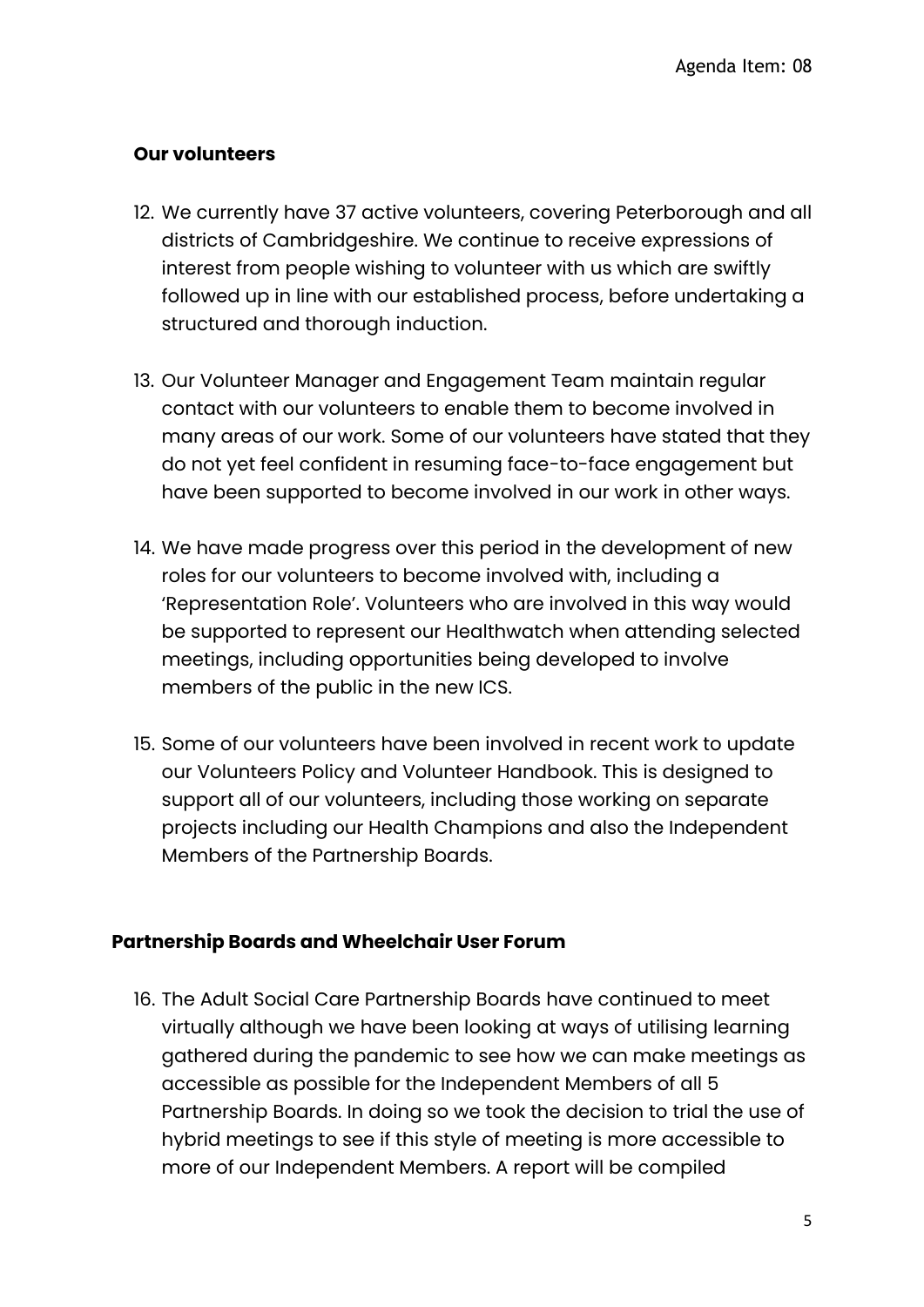### Our volunteers

12. We currently have 37 active volunteers, covering Peterborough and all districts of Cambridgeshire. We continue to receive expressions of interest from people wishing to volunteer with us which are swiftly followed up in line with our established process, before undertaking a structured and thorough induction.

13. Our Volunteer Manager and Engagement Team maintain regular contact with our volunteers to enable them to become involved in many areas of our work. Some of our volunteers have stated that they do not yet feel confident in resuming face-to-face engagement but have been supported to become involved in our work in other ways.

14. We have made progress over this period in the development of new roles for our volunteers to become involved with, including a 'Representation Role'. Volunteers who are involved in this way would be supported to represent our Healthwatch when attending selected meetings, including opportunities being developed to involve members of the public in the new ICS.

15. Some of our volunteers have been involved in recent work to update our Volunteers Policy and Volunteer Handbook. This is designed to support all of our volunteers, including those working on separate projects including our Health Champions and also the Independent Members of the Partnership Boards.

### Partnership Boards and Wheelchair User Forum

16. The Adult Social Care Partnership Boards have continued to meet virtually although we have been looking at ways of utilising learning gathered during the pandemic to see how we can make meetings as accessible as possible for the Independent Members of all 5 Partnership Boards. In doing so we took the decision to trial the use of hybrid meetings to see if this style of meeting is more accessible to more of our Independent Members. A report will be compiled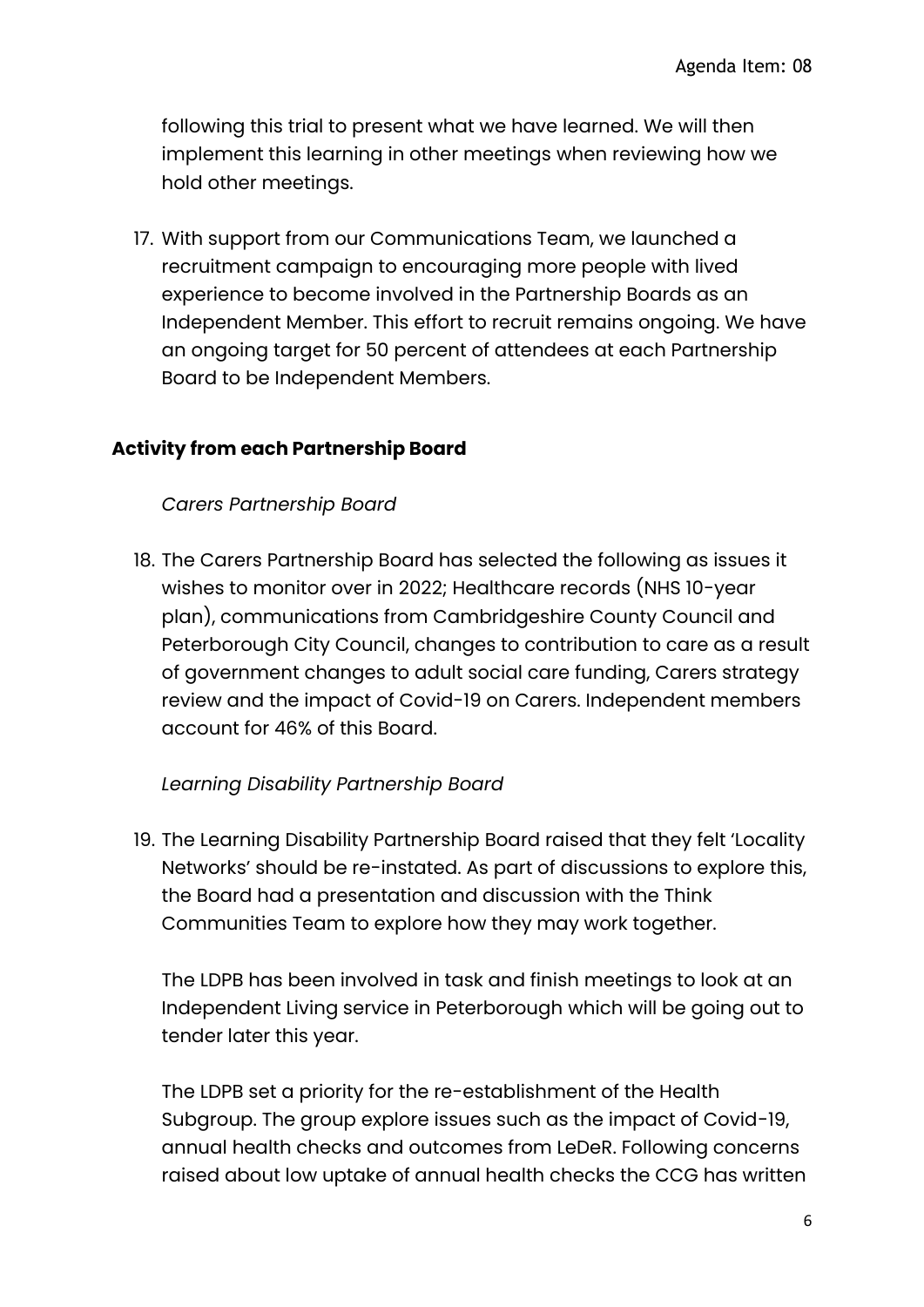following this trial to present what we have learned. We will then implement this learning in other meetings when reviewing how we hold other meetings.

17. With support from our Communications Team, we launched a recruitment campaign to encouraging more people with lived experience to become involved in the Partnership Boards as an Independent Member. This effort to recruit remains ongoing. We have an ongoing target for 50 percent of attendees at each Partnership Board to be Independent Members.

## Activity from each Partnership Board

*Carers Partnership Board*

18. The Carers Partnership Board has selected the following as issues it wishes to monitor over in 2022; Healthcare records (NHS 10-year plan), communications from Cambridgeshire County Council and Peterborough City Council, changes to contribution to care as a result of government changes to adult social care funding, Carers strategy review and the impact of Covid-19 on Carers. Independent members account for 46% of this Board.

*Learning Disability Partnership Board*

19. The Learning Disability Partnership Board raised that they felt 'Locality Networks' should be re-instated. As part of discussions to explore this, the Board had a presentation and discussion with the Think Communities Team to explore how they may work together.

    The LDPB has been involved in task and finish meetings to look at an Independent Living service in Peterborough which will be going out to tender later this year.

    The LDPB set a priority for the re-establishment of the Health Subgroup. The group explore issues such as the impact of Covid-19, annual health checks and outcomes from LeDeR. Following concerns raised about low uptake of annual health checks the CCG has written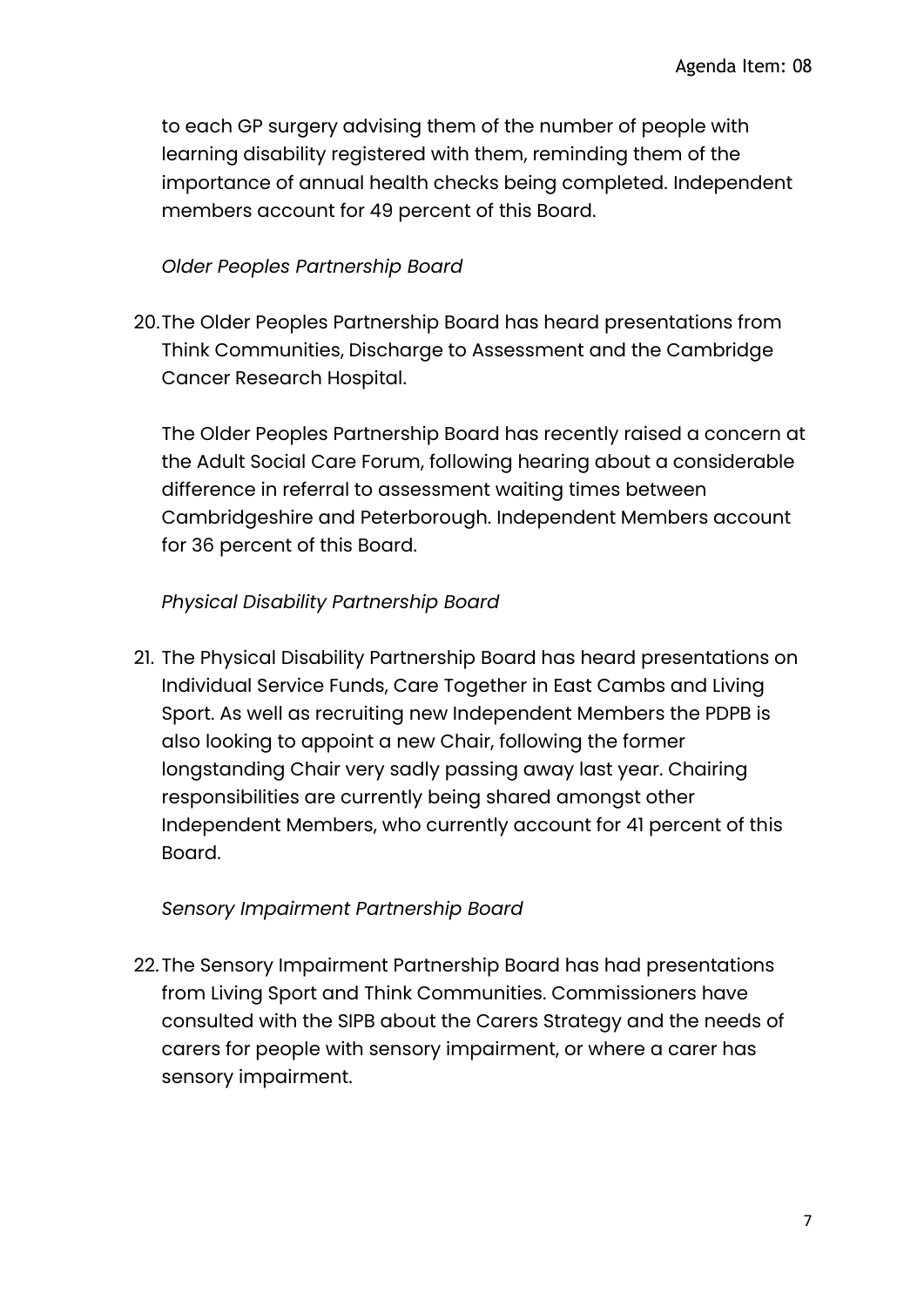to each GP surgery advising them of the number of people with learning disability registered with them, reminding them of the importance of annual health checks being completed. Independent members account for 49 percent of this Board.

*Older Peoples Partnership Board*

20. The Older Peoples Partnership Board has heard presentations from Think Communities, Discharge to Assessment and the Cambridge Cancer Research Hospital.

    The Older Peoples Partnership Board has recently raised a concern at the Adult Social Care Forum, following hearing about a considerable difference in referral to assessment waiting times between Cambridgeshire and Peterborough. Independent Members account for 36 percent of this Board.

*Physical Disability Partnership Board*

21. The Physical Disability Partnership Board has heard presentations on Individual Service Funds, Care Together in East Cambs and Living Sport. As well as recruiting new Independent Members the PDPB is also looking to appoint a new Chair, following the former longstanding Chair very sadly passing away last year. Chairing responsibilities are currently being shared amongst other Independent Members, who currently account for 41 percent of this Board.

*Sensory Impairment Partnership Board*

22. The Sensory Impairment Partnership Board has had presentations from Living Sport and Think Communities. Commissioners have consulted with the SIPB about the Carers Strategy and the needs of carers for people with sensory impairment, or where a carer has sensory impairment.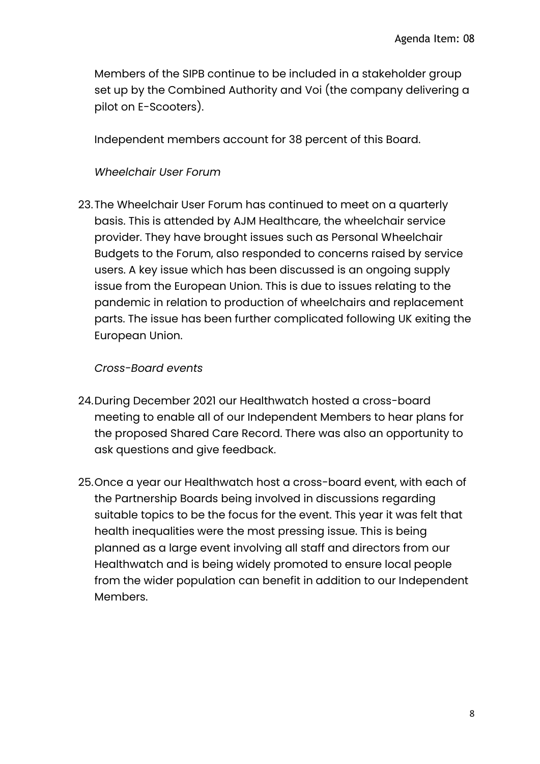Members of the SIPB continue to be included in a stakeholder group set up by the Combined Authority and Voi (the company delivering a pilot on E-Scooters).

Independent members account for 38 percent of this Board.

*Wheelchair User Forum*

23. The Wheelchair User Forum has continued to meet on a quarterly basis. This is attended by AJM Healthcare, the wheelchair service provider. They have brought issues such as Personal Wheelchair Budgets to the Forum, also responded to concerns raised by service users. A key issue which has been discussed is an ongoing supply issue from the European Union. This is due to issues relating to the pandemic in relation to production of wheelchairs and replacement parts. The issue has been further complicated following UK exiting the European Union.

*Cross-Board events*

24. During December 2021 our Healthwatch hosted a cross-board meeting to enable all of our Independent Members to hear plans for the proposed Shared Care Record. There was also an opportunity to ask questions and give feedback.

25. Once a year our Healthwatch host a cross-board event, with each of the Partnership Boards being involved in discussions regarding suitable topics to be the focus for the event. This year it was felt that health inequalities were the most pressing issue. This is being planned as a large event involving all staff and directors from our Healthwatch and is being widely promoted to ensure local people from the wider population can benefit in addition to our Independent Members.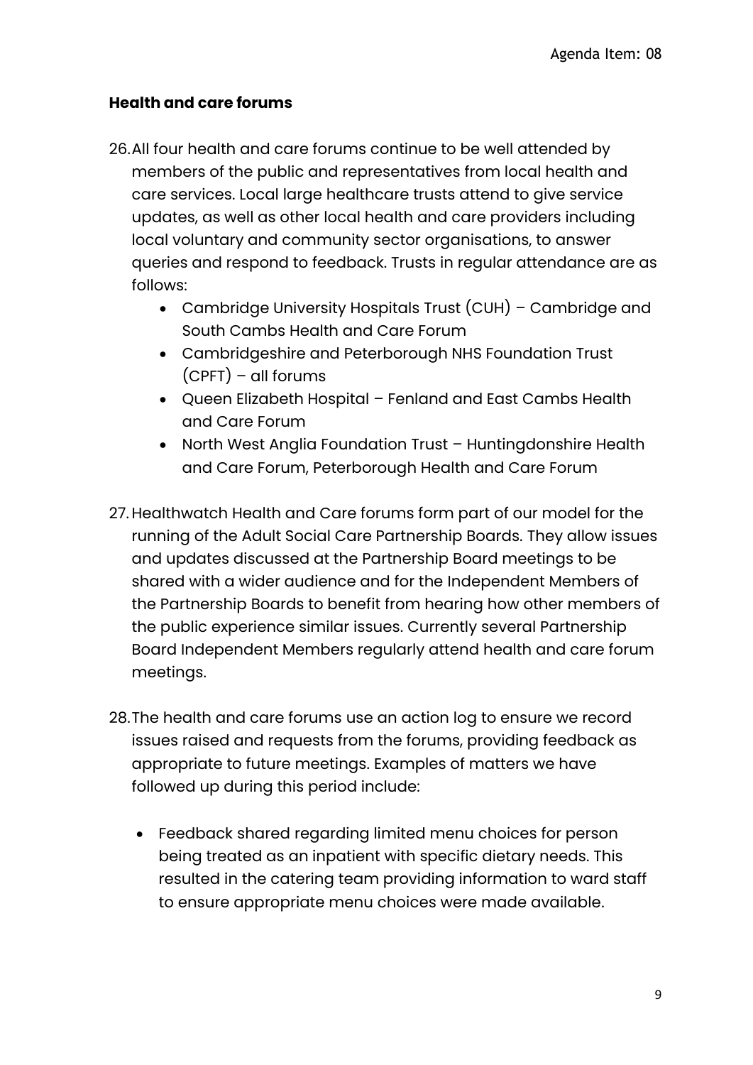### Health and care forums

26. All four health and care forums continue to be well attended by members of the public and representatives from local health and care services. Local large healthcare trusts attend to give service updates, as well as other local health and care providers including local voluntary and community sector organisations, to answer queries and respond to feedback. Trusts in regular attendance are as follows:
    - Cambridge University Hospitals Trust (CUH) – Cambridge and South Cambs Health and Care Forum
    - Cambridgeshire and Peterborough NHS Foundation Trust (CPFT) – all forums
    - Queen Elizabeth Hospital – Fenland and East Cambs Health and Care Forum
    - North West Anglia Foundation Trust – Huntingdonshire Health and Care Forum, Peterborough Health and Care Forum

27. Healthwatch Health and Care forums form part of our model for the running of the Adult Social Care Partnership Boards. They allow issues and updates discussed at the Partnership Board meetings to be shared with a wider audience and for the Independent Members of the Partnership Boards to benefit from hearing how other members of the public experience similar issues. Currently several Partnership Board Independent Members regularly attend health and care forum meetings.

28. The health and care forums use an action log to ensure we record issues raised and requests from the forums, providing feedback as appropriate to future meetings. Examples of matters we have followed up during this period include:

    - Feedback shared regarding limited menu choices for person being treated as an inpatient with specific dietary needs. This resulted in the catering team providing information to ward staff to ensure appropriate menu choices were made available.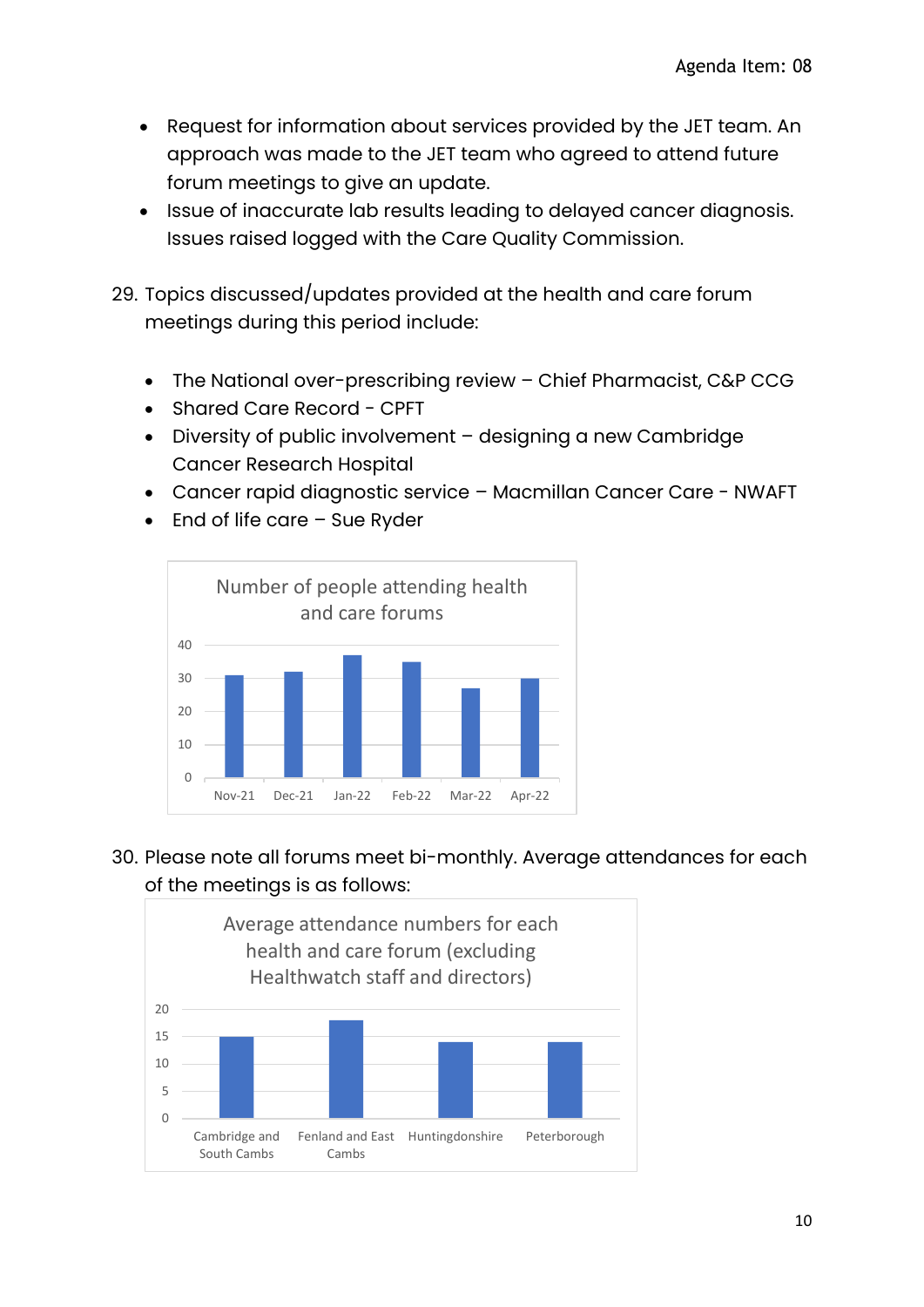- Request for information about services provided by the JET team. An approach was made to the JET team who agreed to attend future forum meetings to give an update.
- Issue of inaccurate lab results leading to delayed cancer diagnosis. Issues raised logged with the Care Quality Commission.

29. Topics discussed/updates provided at the health and care forum meetings during this period include:

    - The National over-prescribing review – Chief Pharmacist, C&P CCG
    - Shared Care Record - CPFT
    - Diversity of public involvement – designing a new Cambridge Cancer Research Hospital
    - Cancer rapid diagnostic service – Macmillan Cancer Care - NWAFT
    - End of life care – Sue Ryder

Number of people attending health and care forums

Nov-21, Dec-21, Jan-22, Feb-22, Mar-22, Apr-22

30. Please note all forums meet bi-monthly. Average attendances for each of the meetings is as follows:

Average attendance numbers for each health and care forum (excluding Healthwatch staff and directors)

Cambridge and South Cambs, Fenland and East Cambs, Huntingdonshire, Peterborough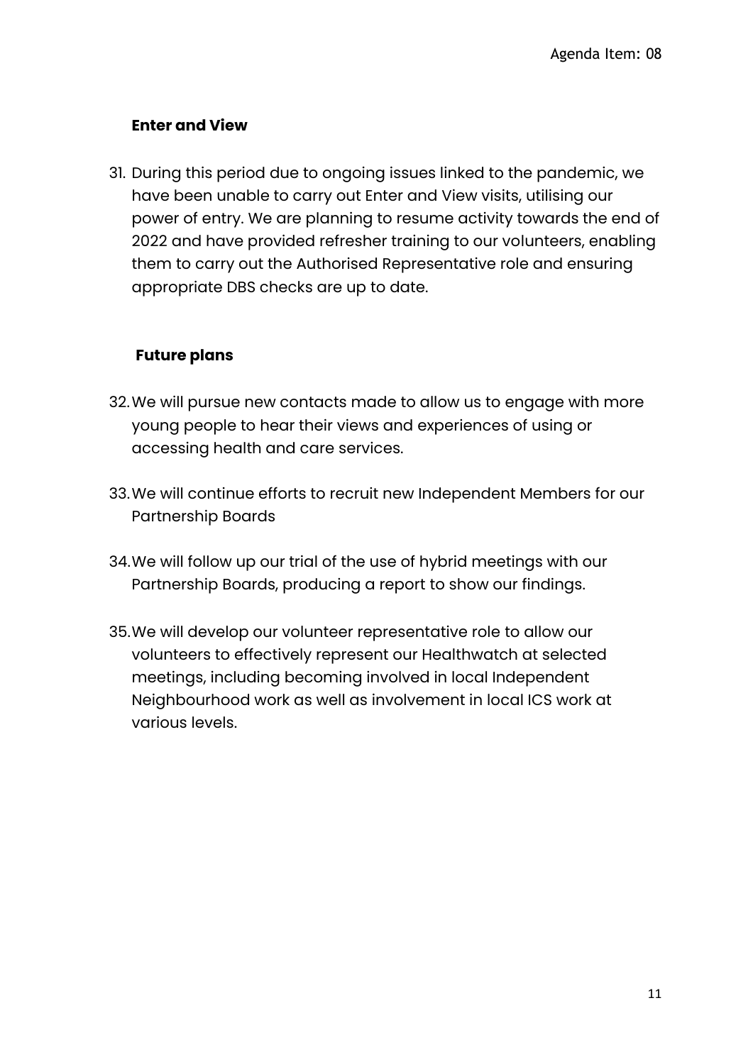**Enter and View**

31. During this period due to ongoing issues linked to the pandemic, we have been unable to carry out Enter and View visits, utilising our power of entry. We are planning to resume activity towards the end of 2022 and have provided refresher training to our volunteers, enabling them to carry out the Authorised Representative role and ensuring appropriate DBS checks are up to date.

**Future plans**

32. We will pursue new contacts made to allow us to engage with more young people to hear their views and experiences of using or accessing health and care services.

33. We will continue efforts to recruit new Independent Members for our Partnership Boards

34. We will follow up our trial of the use of hybrid meetings with our Partnership Boards, producing a report to show our findings.

35. We will develop our volunteer representative role to allow our volunteers to effectively represent our Healthwatch at selected meetings, including becoming involved in local Independent Neighbourhood work as well as involvement in local ICS work at various levels.